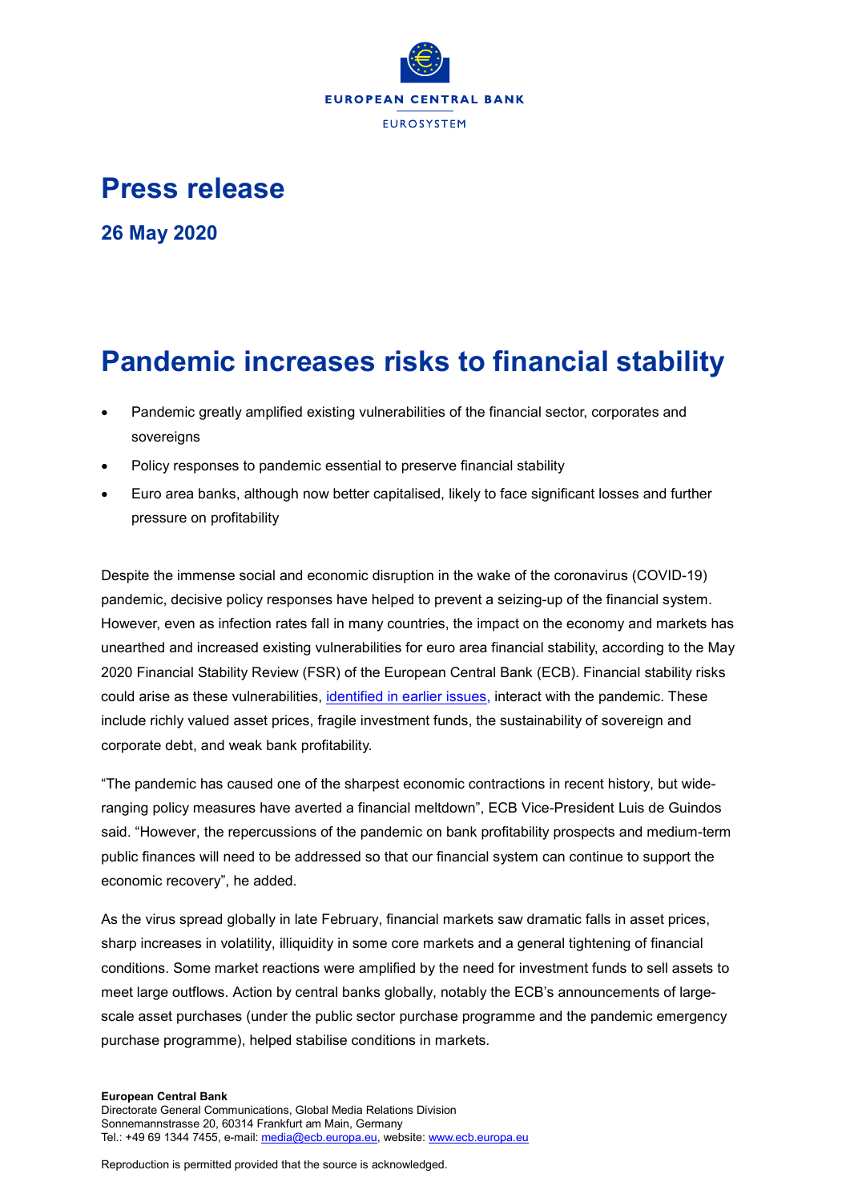EUROPEAN CENTRAL BANK

EUROSYSTEM

# Press release

**26 May 2020**

## Pandemic increases risks to financial stability

- Pandemic greatly amplified existing vulnerabilities of the financial sector, corporates and sovereigns
- Policy responses to pandemic essential to preserve financial stability
- Euro area banks, although now better capitalised, likely to face significant losses and further pressure on profitability

Despite the immense social and economic disruption in the wake of the coronavirus (COVID-19) pandemic, decisive policy responses have helped to prevent a seizing-up of the financial system. However, even as infection rates fall in many countries, the impact on the economy and markets has unearthed and increased existing vulnerabilities for euro area financial stability, according to the May 2020 Financial Stability Review (FSR) of the European Central Bank (ECB). Financial stability risks could arise as these vulnerabilities, identified in earlier issues, interact with the pandemic. These include richly valued asset prices, fragile investment funds, the sustainability of sovereign and corporate debt, and weak bank profitability.

"The pandemic has caused one of the sharpest economic contractions in recent history, but wide-ranging policy measures have averted a financial meltdown", ECB Vice-President Luis de Guindos said. "However, the repercussions of the pandemic on bank profitability prospects and medium-term public finances will need to be addressed so that our financial system can continue to support the economic recovery", he added.

As the virus spread globally in late February, financial markets saw dramatic falls in asset prices, sharp increases in volatility, illiquidity in some core markets and a general tightening of financial conditions. Some market reactions were amplified by the need for investment funds to sell assets to meet large outflows. Action by central banks globally, notably the ECB's announcements of large-scale asset purchases (under the public sector purchase programme and the pandemic emergency purchase programme), helped stabilise conditions in markets.

**European Central Bank**
Directorate General Communications, Global Media Relations Division
Sonnemannstrasse 20, 60314 Frankfurt am Main, Germany
Tel.: +49 69 1344 7455, e-mail: media@ecb.europa.eu, website: www.ecb.europa.eu

Reproduction is permitted provided that the source is acknowledged.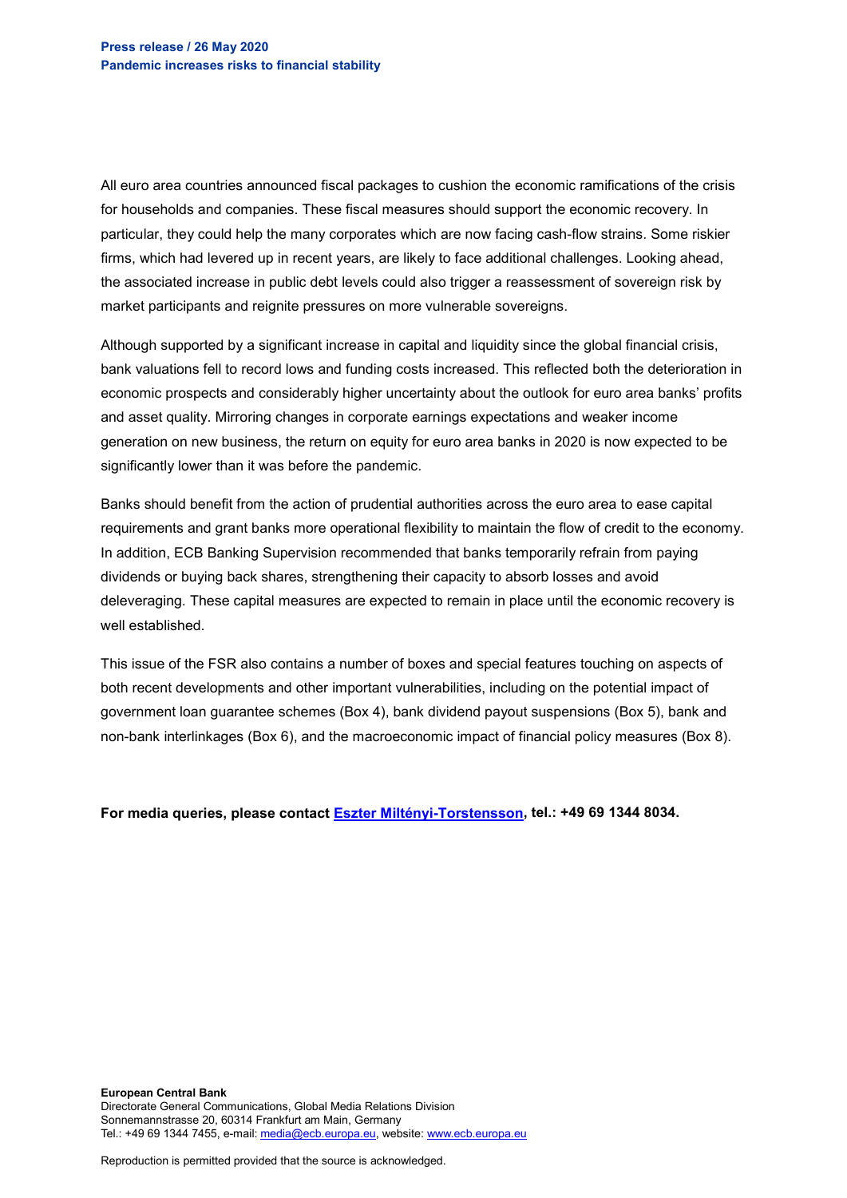All euro area countries announced fiscal packages to cushion the economic ramifications of the crisis for households and companies. These fiscal measures should support the economic recovery. In particular, they could help the many corporates which are now facing cash-flow strains. Some riskier firms, which had levered up in recent years, are likely to face additional challenges. Looking ahead, the associated increase in public debt levels could also trigger a reassessment of sovereign risk by market participants and reignite pressures on more vulnerable sovereigns.

Although supported by a significant increase in capital and liquidity since the global financial crisis, bank valuations fell to record lows and funding costs increased. This reflected both the deterioration in economic prospects and considerably higher uncertainty about the outlook for euro area banks' profits and asset quality. Mirroring changes in corporate earnings expectations and weaker income generation on new business, the return on equity for euro area banks in 2020 is now expected to be significantly lower than it was before the pandemic.

Banks should benefit from the action of prudential authorities across the euro area to ease capital requirements and grant banks more operational flexibility to maintain the flow of credit to the economy. In addition, ECB Banking Supervision recommended that banks temporarily refrain from paying dividends or buying back shares, strengthening their capacity to absorb losses and avoid deleveraging. These capital measures are expected to remain in place until the economic recovery is well established.

This issue of the FSR also contains a number of boxes and special features touching on aspects of both recent developments and other important vulnerabilities, including on the potential impact of government loan guarantee schemes (Box 4), bank dividend payout suspensions (Box 5), bank and non-bank interlinkages (Box 6), and the macroeconomic impact of financial policy measures (Box 8).

**For media queries, please contact Eszter Miltényi-Torstensson, tel.: +49 69 1344 8034.**

**European Central Bank**
Directorate General Communications, Global Media Relations Division
Sonnemannstrasse 20, 60314 Frankfurt am Main, Germany
Tel.: +49 69 1344 7455, e-mail: media@ecb.europa.eu, website: www.ecb.europa.eu

Reproduction is permitted provided that the source is acknowledged.